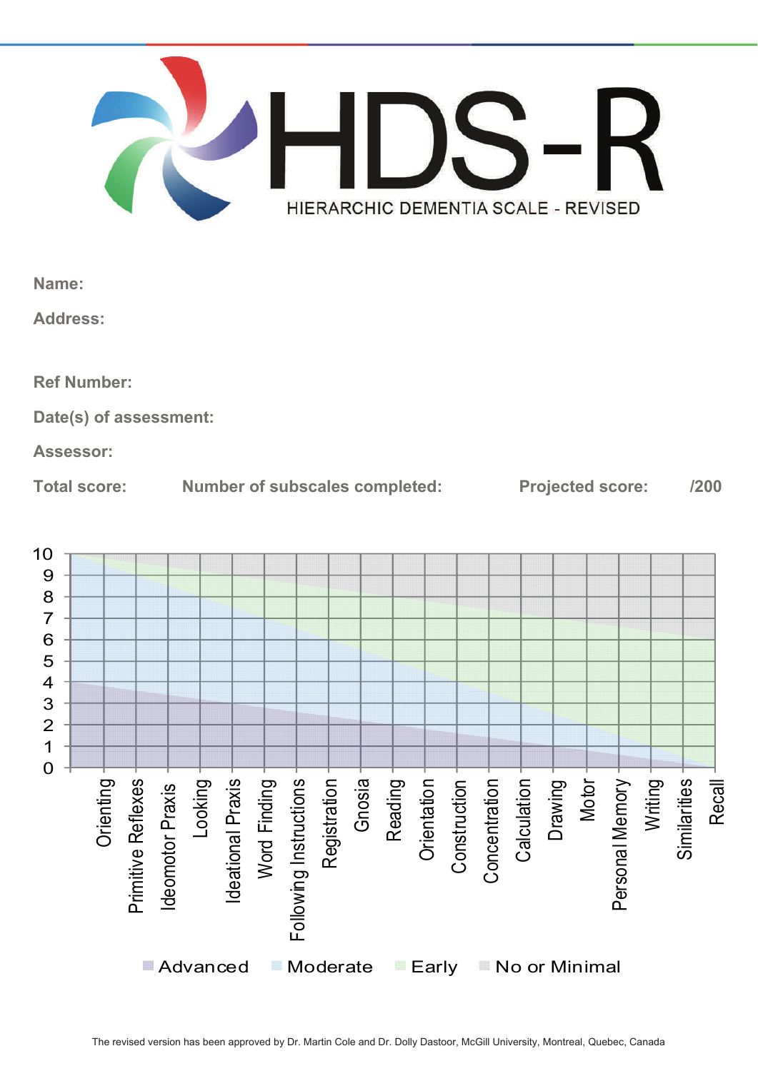# HDS-R

HIERARCHIC DEMENTIA SCALE - REVISED

**Name:**

**Address:**

**Ref Number:**

**Date(s) of assessment:**

**Assessor:**

**Total score:** **Number of subscales completed:** **Projected score:** **/200**

10
9
8
7
6
5
4
3
2
1
0

Orienting
Primitive Reflexes
Ideomotor Praxis
Looking
Ideational Praxis
Word Finding
Following Instructions
Registration
Gnosia
Reading
Orientation
Construction
Concentration
Calculation
Drawing
Motor
Personal Memory
Writing
Similarities
Recall

Advanced
Moderate
Early
No or Minimal

The revised version has been approved by Dr. Martin Cole and Dr. Dolly Dastoor, McGill University, Montreal, Quebec, Canada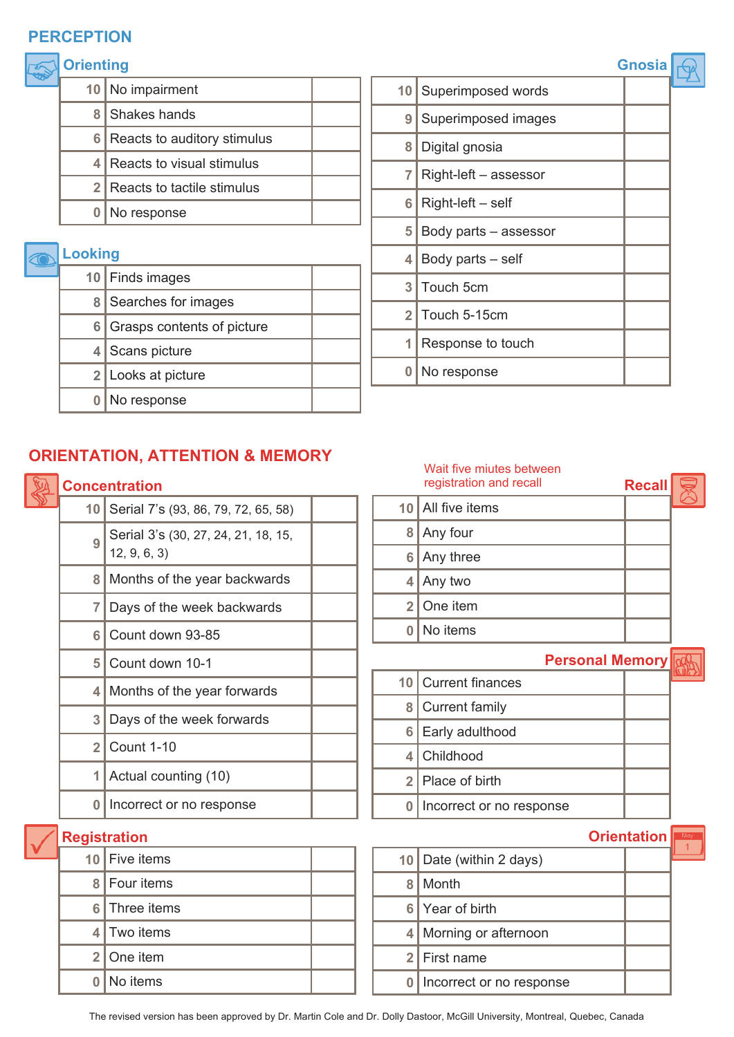## PERCEPTION

### Orienting

| | | |
|---|---|---|
| 10 | No impairment | |
| 8 | Shakes hands | |
| 6 | Reacts to auditory stimulus | |
| 4 | Reacts to visual stimulus | |
| 2 | Reacts to tactile stimulus | |
| 0 | No response | |

### Looking

| | | |
|---|---|---|
| 10 | Finds images | |
| 8 | Searches for images | |
| 6 | Grasps contents of picture | |
| 4 | Scans picture | |
| 2 | Looks at picture | |
| 0 | No response | |

### Gnosia

| | | |
|---|---|---|
| 10 | Superimposed words | |
| 9 | Superimposed images | |
| 8 | Digital gnosia | |
| 7 | Right-left – assessor | |
| 6 | Right-left – self | |
| 5 | Body parts – assessor | |
| 4 | Body parts – self | |
| 3 | Touch 5cm | |
| 2 | Touch 5-15cm | |
| 1 | Response to touch | |
| 0 | No response | |

## ORIENTATION, ATTENTION & MEMORY

### Concentration

| | | |
|---|---|---|
| 10 | Serial 7's (93, 86, 79, 72, 65, 58) | |
| 9 | Serial 3's (30, 27, 24, 21, 18, 15, 12, 9, 6, 3) | |
| 8 | Months of the year backwards | |
| 7 | Days of the week backwards | |
| 6 | Count down 93-85 | |
| 5 | Count down 10-1 | |
| 4 | Months of the year forwards | |
| 3 | Days of the week forwards | |
| 2 | Count 1-10 | |
| 1 | Actual counting (10) | |
| 0 | Incorrect or no response | |

### Registration

| | | |
|---|---|---|
| 10 | Five items | |
| 8 | Four items | |
| 6 | Three items | |
| 4 | Two items | |
| 2 | One item | |
| 0 | No items | |

Wait five miutes between registration and recall

### Recall

| | | |
|---|---|---|
| 10 | All five items | |
| 8 | Any four | |
| 6 | Any three | |
| 4 | Any two | |
| 2 | One item | |
| 0 | No items | |

### Personal Memory

| | | |
|---|---|---|
| 10 | Current finances | |
| 8 | Current family | |
| 6 | Early adulthood | |
| 4 | Childhood | |
| 2 | Place of birth | |
| 0 | Incorrect or no response | |

### Orientation

| | | |
|---|---|---|
| 10 | Date (within 2 days) | |
| 8 | Month | |
| 6 | Year of birth | |
| 4 | Morning or afternoon | |
| 2 | First name | |
| 0 | Incorrect or no response | |

The revised version has been approved by Dr. Martin Cole and Dr. Dolly Dastoor, McGill University, Montreal, Quebec, Canada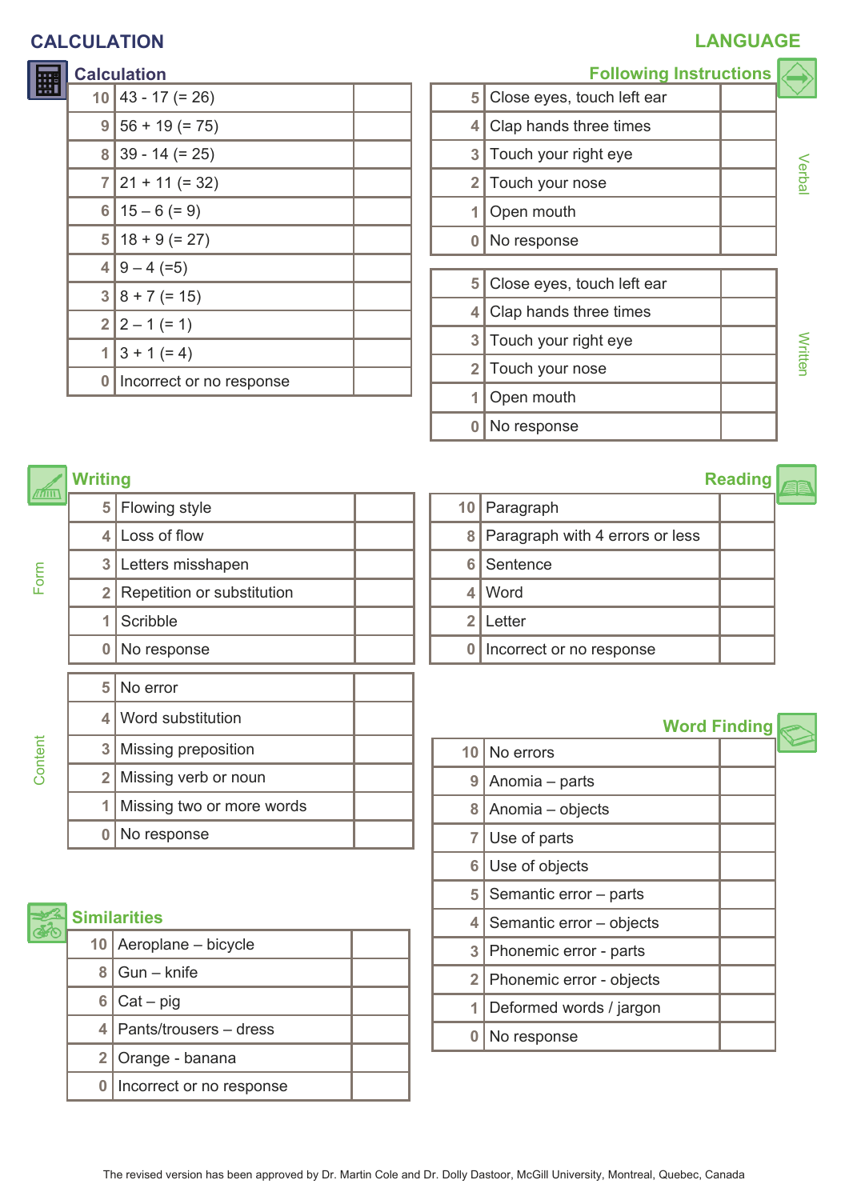## CALCULATION

### Calculation

| | | |
|---|---|---|
| 10 | 43 - 17 (= 26) | |
| 9 | 56 + 19 (= 75) | |
| 8 | 39 - 14 (= 25) | |
| 7 | 21 + 11 (= 32) | |
| 6 | 15 – 6 (= 9) | |
| 5 | 18 + 9 (= 27) | |
| 4 | 9 – 4 (=5) | |
| 3 | 8 + 7 (= 15) | |
| 2 | 2 – 1 (= 1) | |
| 1 | 3 + 1 (= 4) | |
| 0 | Incorrect or no response | |

## LANGUAGE

### Following Instructions

Verbal

| | | |
|---|---|---|
| 5 | Close eyes, touch left ear | |
| 4 | Clap hands three times | |
| 3 | Touch your right eye | |
| 2 | Touch your nose | |
| 1 | Open mouth | |
| 0 | No response | |

Written

| | | |
|---|---|---|
| 5 | Close eyes, touch left ear | |
| 4 | Clap hands three times | |
| 3 | Touch your right eye | |
| 2 | Touch your nose | |
| 1 | Open mouth | |
| 0 | No response | |

### Writing

Form

| | | |
|---|---|---|
| 5 | Flowing style | |
| 4 | Loss of flow | |
| 3 | Letters misshapen | |
| 2 | Repetition or substitution | |
| 1 | Scribble | |
| 0 | No response | |

Content

| | | |
|---|---|---|
| 5 | No error | |
| 4 | Word substitution | |
| 3 | Missing preposition | |
| 2 | Missing verb or noun | |
| 1 | Missing two or more words | |
| 0 | No response | |

### Reading

| | | |
|---|---|---|
| 10 | Paragraph | |
| 8 | Paragraph with 4 errors or less | |
| 6 | Sentence | |
| 4 | Word | |
| 2 | Letter | |
| 0 | Incorrect or no response | |

### Word Finding

| | | |
|---|---|---|
| 10 | No errors | |
| 9 | Anomia – parts | |
| 8 | Anomia – objects | |
| 7 | Use of parts | |
| 6 | Use of objects | |
| 5 | Semantic error – parts | |
| 4 | Semantic error – objects | |
| 3 | Phonemic error - parts | |
| 2 | Phonemic error - objects | |
| 1 | Deformed words / jargon | |
| 0 | No response | |

### Similarities

| | | |
|---|---|---|
| 10 | Aeroplane – bicycle | |
| 8 | Gun – knife | |
| 6 | Cat – pig | |
| 4 | Pants/trousers – dress | |
| 2 | Orange - banana | |
| 0 | Incorrect or no response | |

The revised version has been approved by Dr. Martin Cole and Dr. Dolly Dastoor, McGill University, Montreal, Quebec, Canada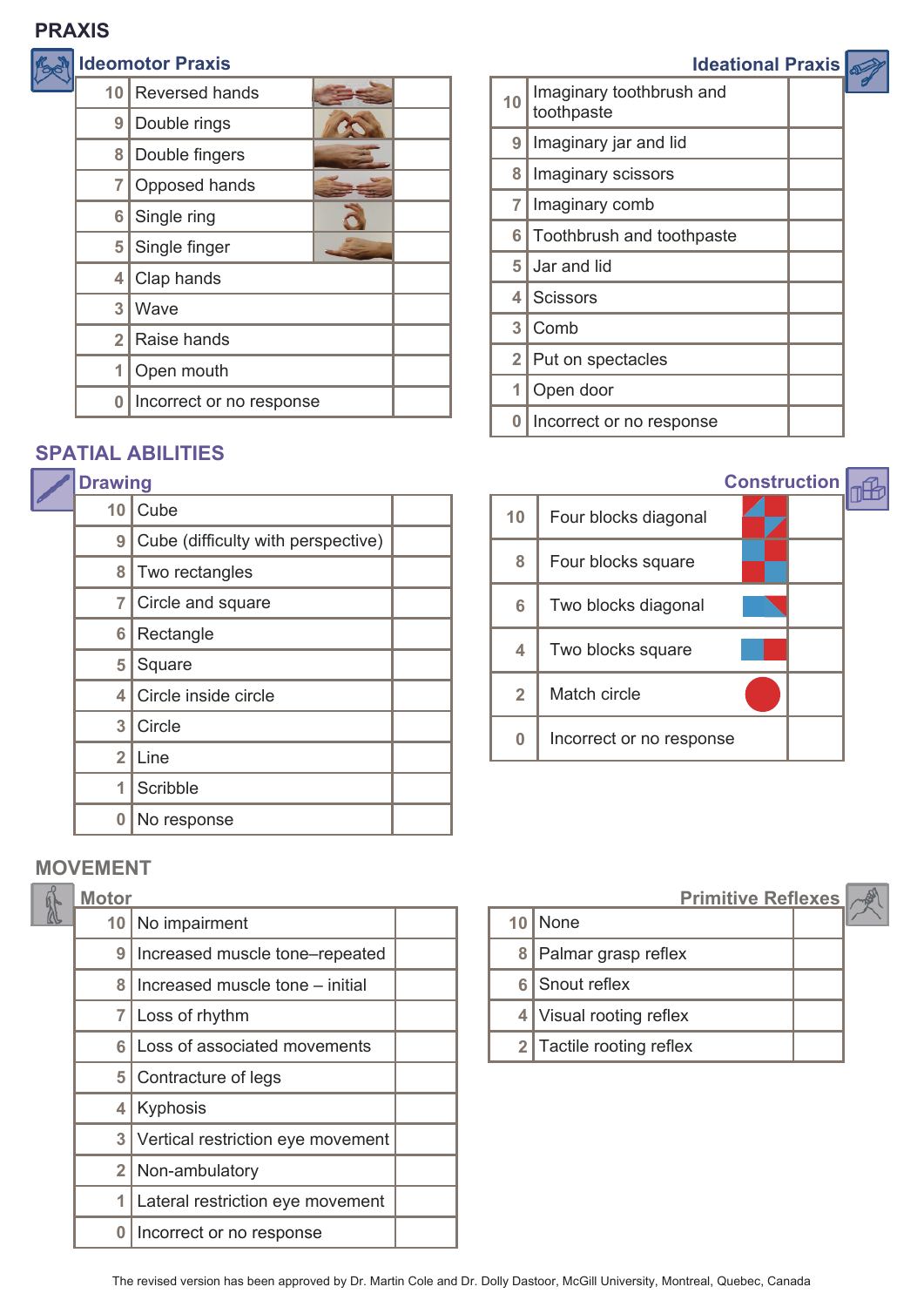# PRAXIS

## Ideomotor Praxis

| | | |
|---|---|---|
| 10 | Reversed hands | |
| 9 | Double rings | |
| 8 | Double fingers | |
| 7 | Opposed hands | |
| 6 | Single ring | |
| 5 | Single finger | |
| 4 | Clap hands | |
| 3 | Wave | |
| 2 | Raise hands | |
| 1 | Open mouth | |
| 0 | Incorrect or no response | |

## Ideational Praxis

| | | |
|---|---|---|
| 10 | Imaginary toothbrush and toothpaste | |
| 9 | Imaginary jar and lid | |
| 8 | Imaginary scissors | |
| 7 | Imaginary comb | |
| 6 | Toothbrush and toothpaste | |
| 5 | Jar and lid | |
| 4 | Scissors | |
| 3 | Comb | |
| 2 | Put on spectacles | |
| 1 | Open door | |
| 0 | Incorrect or no response | |

# SPATIAL ABILITIES

## Drawing

| | | |
|---|---|---|
| 10 | Cube | |
| 9 | Cube (difficulty with perspective) | |
| 8 | Two rectangles | |
| 7 | Circle and square | |
| 6 | Rectangle | |
| 5 | Square | |
| 4 | Circle inside circle | |
| 3 | Circle | |
| 2 | Line | |
| 1 | Scribble | |
| 0 | No response | |

## Construction

| | | |
|---|---|---|
| 10 | Four blocks diagonal | |
| 8 | Four blocks square | |
| 6 | Two blocks diagonal | |
| 4 | Two blocks square | |
| 2 | Match circle | |
| 0 | Incorrect or no response | |

# MOVEMENT

## Motor

| | | |
|---|---|---|
| 10 | No impairment | |
| 9 | Increased muscle tone–repeated | |
| 8 | Increased muscle tone – initial | |
| 7 | Loss of rhythm | |
| 6 | Loss of associated movements | |
| 5 | Contracture of legs | |
| 4 | Kyphosis | |
| 3 | Vertical restriction eye movement | |
| 2 | Non-ambulatory | |
| 1 | Lateral restriction eye movement | |
| 0 | Incorrect or no response | |

## Primitive Reflexes

| | | |
|---|---|---|
| 10 | None | |
| 8 | Palmar grasp reflex | |
| 6 | Snout reflex | |
| 4 | Visual rooting reflex | |
| 2 | Tactile rooting reflex | |

The revised version has been approved by Dr. Martin Cole and Dr. Dolly Dastoor, McGill University, Montreal, Quebec, Canada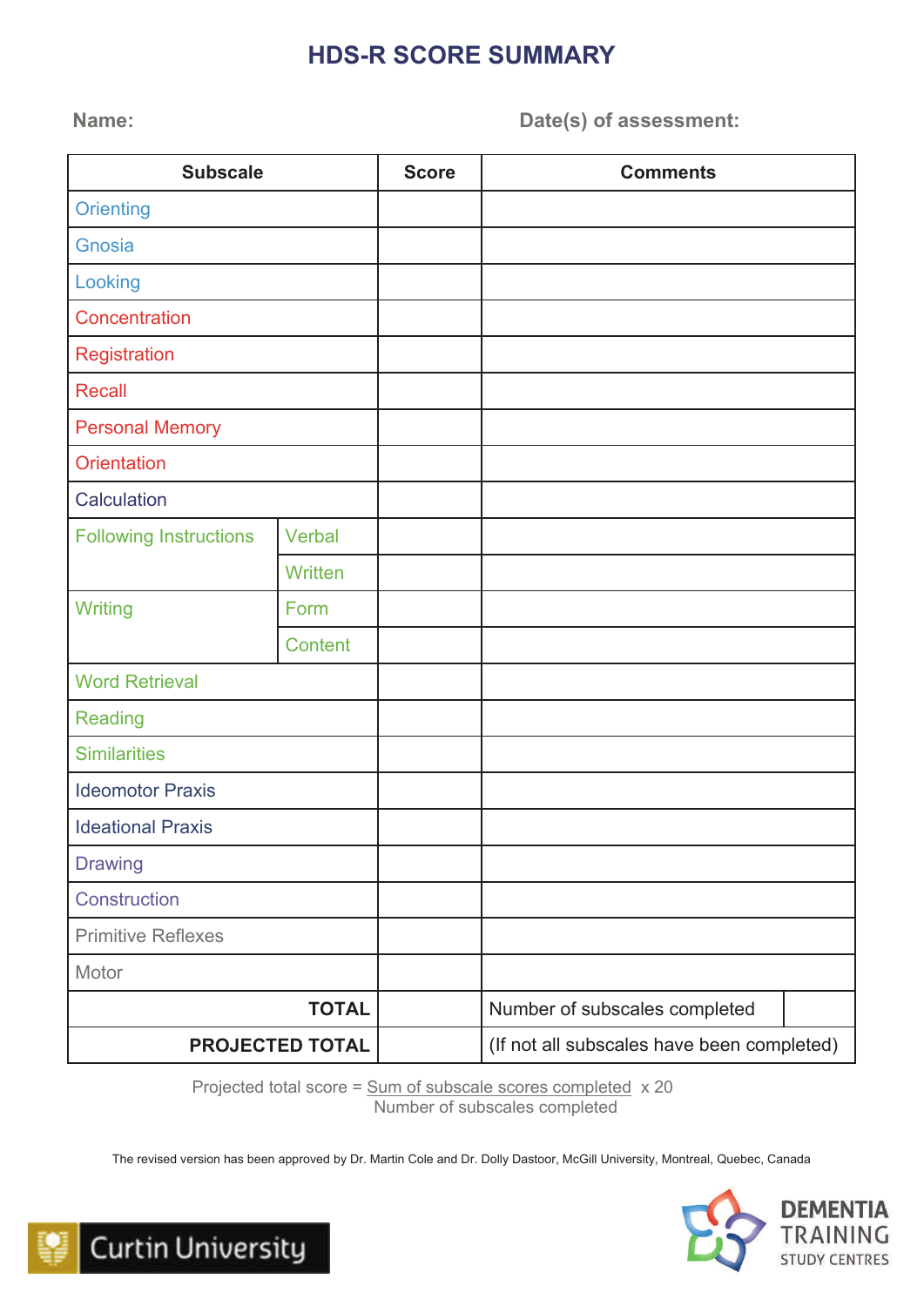# HDS-R SCORE SUMMARY

**Name:** **Date(s) of assessment:**

| Subscale | | Score | Comments | |
|---|---|---|---|---|
| Orienting | | | | |
| Gnosia | | | | |
| Looking | | | | |
| Concentration | | | | |
| Registration | | | | |
| Recall | | | | |
| Personal Memory | | | | |
| Orientation | | | | |
| Calculation | | | | |
| Following Instructions | Verbal | | | |
| | Written | | | |
| Writing | Form | | | |
| | Content | | | |
| Word Retrieval | | | | |
| Reading | | | | |
| Similarities | | | | |
| Ideomotor Praxis | | | | |
| Ideational Praxis | | | | |
| Drawing | | | | |
| Construction | | | | |
| Primitive Reflexes | | | | |
| Motor | | | | |
| **TOTAL** | | | Number of subscales completed | |
| **PROJECTED TOTAL** | | | (If not all subscales have been completed) | |

$$\text{Projected total score} = \frac{\text{Sum of subscale scores completed}}{\text{Number of subscales completed}} \times 20$$

The revised version has been approved by Dr. Martin Cole and Dr. Dolly Dastoor, McGill University, Montreal, Quebec, Canada

Curtin University

DEMENTIA TRAINING STUDY CENTRES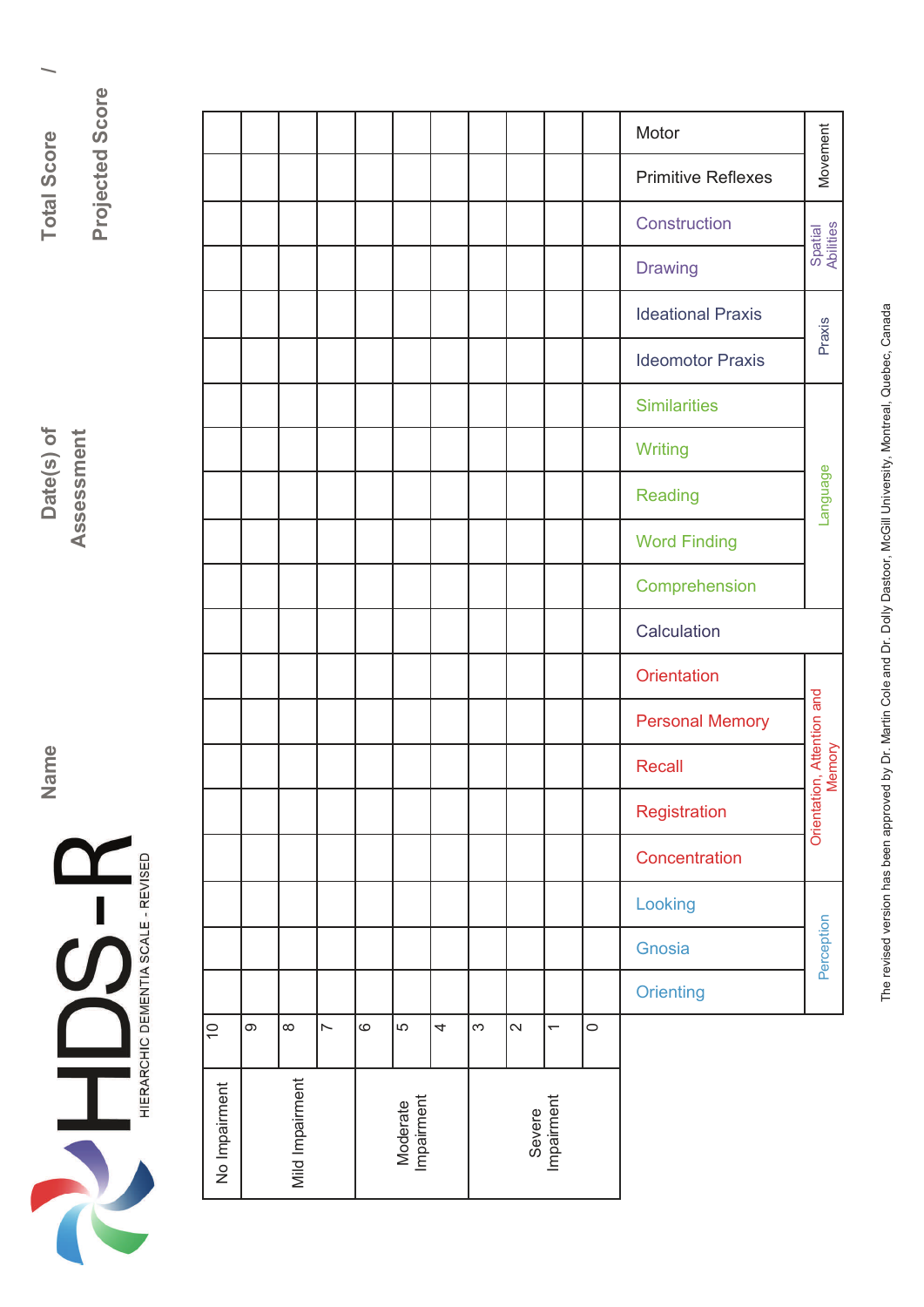# HDS-R

HIERARCHIC DEMENTIA SCALE - REVISED

Name

Date(s) of Assessment

Total Score /

Projected Score

| | | Motor | Primitive Reflexes | Construction | Drawing | Ideational Praxis | Ideomotor Praxis | Similarities | Writing | Reading | Word Finding | Comprehension | Calculation | Orientation | Personal Memory | Recall | Registration | Concentration | Looking | Gnosia | Orienting |
|---|---|---|---|---|---|---|---|---|---|---|---|---|---|---|---|---|---|---|---|---|---|
| | | Movement | | Spatial Abilities | | Praxis | | Language | | | | | | Orientation, Attention and Memory | | | | | Perception | | |
| No Impairment | 10 | | | | | | | | | | | | | | | | | | | | |
| Mild Impairment | 9 | | | | | | | | | | | | | | | | | | | | |
| | 8 | | | | | | | | | | | | | | | | | | | | |
| | 7 | | | | | | | | | | | | | | | | | | | | |
| Moderate Impairment | 6 | | | | | | | | | | | | | | | | | | | | |
| | 5 | | | | | | | | | | | | | | | | | | | | |
| | 4 | | | | | | | | | | | | | | | | | | | | |
| Severe Impairment | 3 | | | | | | | | | | | | | | | | | | | | |
| | 2 | | | | | | | | | | | | | | | | | | | | |
| | 1 | | | | | | | | | | | | | | | | | | | | |
| | 0 | | | | | | | | | | | | | | | | | | | | |

The revised version has been approved by Dr. Martin Cole and Dr. Dolly Dastoor, McGill University, Montreal, Quebec, Canada